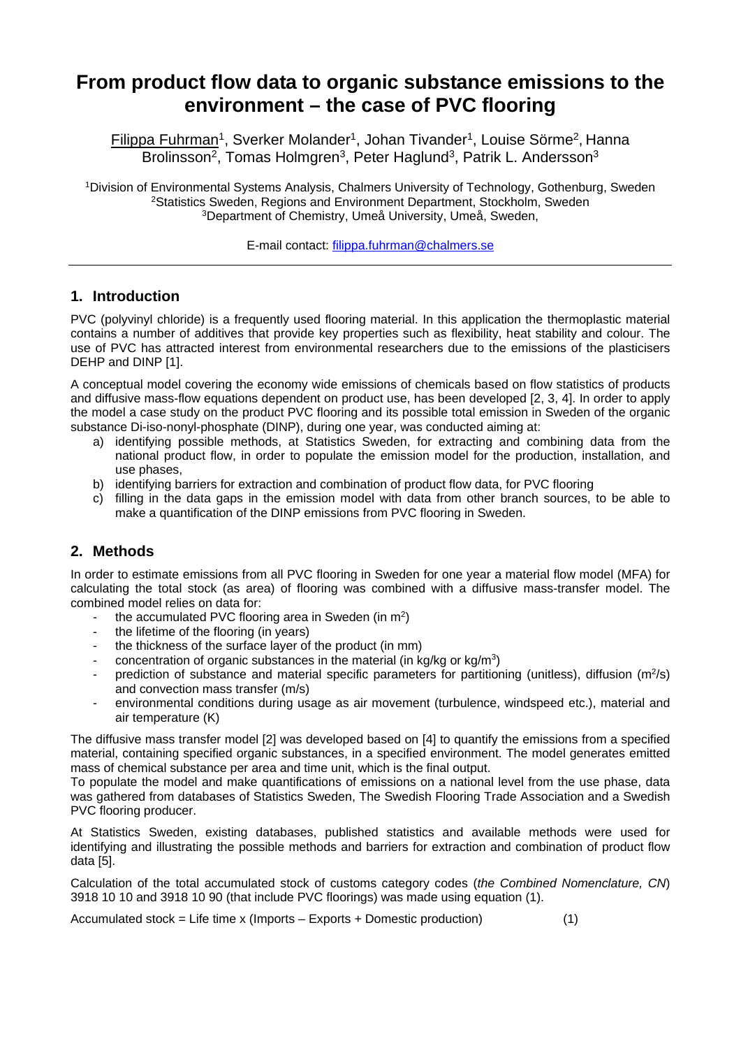# From product flow data to organic substance emissions to the environment – the case of PVC flooring

Filippa Fuhrman[1], Sverker Molander[1], Johan Tivander[1], Louise Sörme[2], Hanna Brolinsson[2], Tomas Holmgren[3], Peter Haglund[3], Patrik L. Andersson[3]

[1]Division of Environmental Systems Analysis, Chalmers University of Technology, Gothenburg, Sweden
[2]Statistics Sweden, Regions and Environment Department, Stockholm, Sweden
[3]Department of Chemistry, Umeå University, Umeå, Sweden,

E-mail contact: filippa.fuhrman@chalmers.se

## 1. Introduction

PVC (polyvinyl chloride) is a frequently used flooring material. In this application the thermoplastic material contains a number of additives that provide key properties such as flexibility, heat stability and colour. The use of PVC has attracted interest from environmental researchers due to the emissions of the plasticisers DEHP and DINP [1].

A conceptual model covering the economy wide emissions of chemicals based on flow statistics of products and diffusive mass-flow equations dependent on product use, has been developed [2, 3, 4]. In order to apply the model a case study on the product PVC flooring and its possible total emission in Sweden of the organic substance Di-iso-nonyl-phosphate (DINP), during one year, was conducted aiming at:

a) identifying possible methods, at Statistics Sweden, for extracting and combining data from the national product flow, in order to populate the emission model for the production, installation, and use phases,
b) identifying barriers for extraction and combination of product flow data, for PVC flooring
c) filling in the data gaps in the emission model with data from other branch sources, to be able to make a quantification of the DINP emissions from PVC flooring in Sweden.

## 2. Methods

In order to estimate emissions from all PVC flooring in Sweden for one year a material flow model (MFA) for calculating the total stock (as area) of flooring was combined with a diffusive mass-transfer model. The combined model relies on data for:

- the accumulated PVC flooring area in Sweden (in $m^2$)
- the lifetime of the flooring (in years)
- the thickness of the surface layer of the product (in mm)
- concentration of organic substances in the material (in kg/kg or $kg/m^3$)
- prediction of substance and material specific parameters for partitioning (unitless), diffusion ($m^2/s$) and convection mass transfer (m/s)
- environmental conditions during usage as air movement (turbulence, windspeed etc.), material and air temperature (K)

The diffusive mass transfer model [2] was developed based on [4] to quantify the emissions from a specified material, containing specified organic substances, in a specified environment. The model generates emitted mass of chemical substance per area and time unit, which is the final output.
To populate the model and make quantifications of emissions on a national level from the use phase, data was gathered from databases of Statistics Sweden, The Swedish Flooring Trade Association and a Swedish PVC flooring producer.

At Statistics Sweden, existing databases, published statistics and available methods were used for identifying and illustrating the possible methods and barriers for extraction and combination of product flow data [5].

Calculation of the total accumulated stock of customs category codes (*the Combined Nomenclature, CN*) 3918 10 10 and 3918 10 90 (that include PVC floorings) was made using equation (1).

$$\text{Accumulated stock} = \text{Life time} \times (\text{Imports} - \text{Exports} + \text{Domestic production}) \qquad (1)$$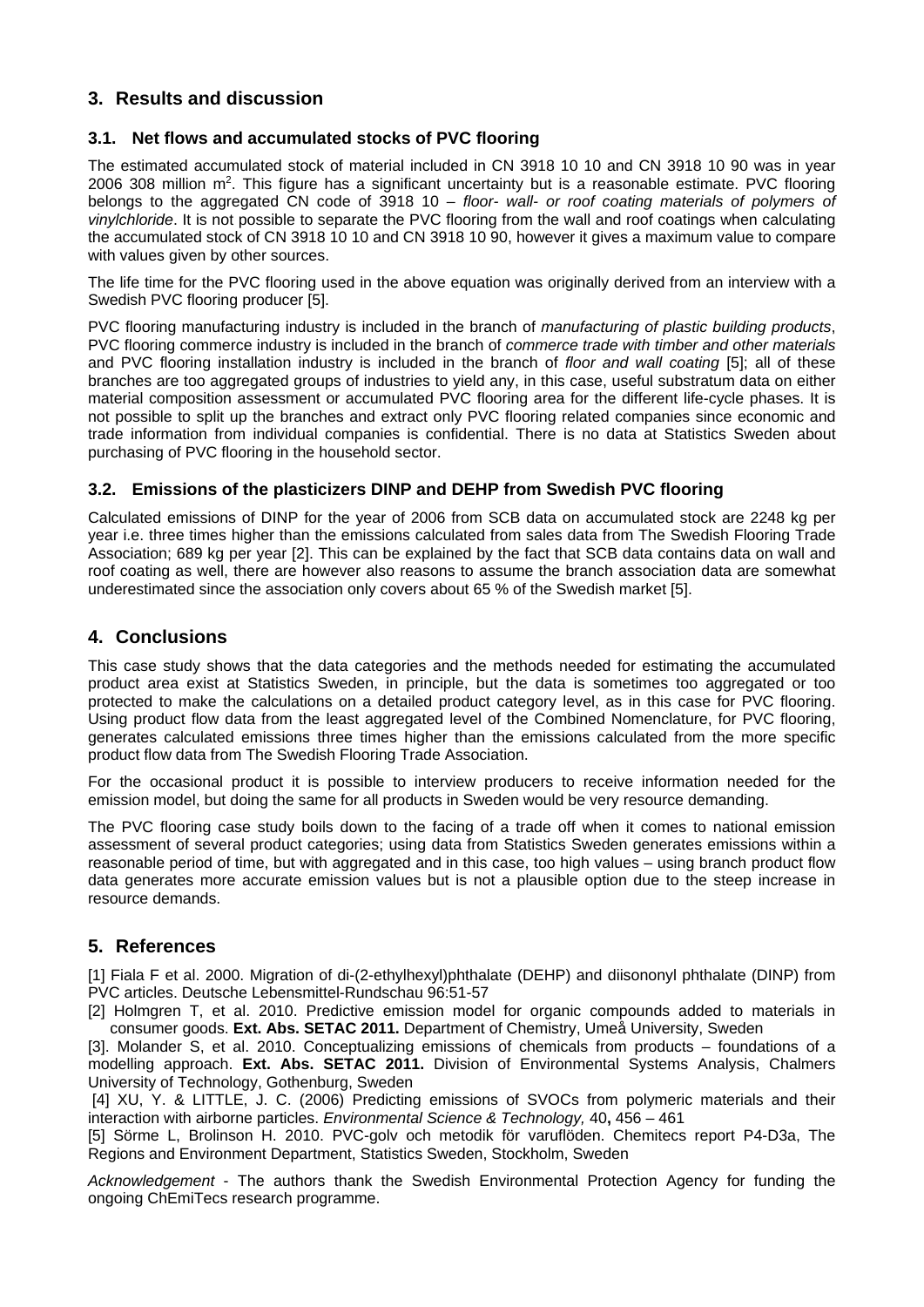## 3. Results and discussion

### 3.1. Net flows and accumulated stocks of PVC flooring

The estimated accumulated stock of material included in CN 3918 10 10 and CN 3918 10 90 was in year 2006 308 million $m^2$. This figure has a significant uncertainty but is a reasonable estimate. PVC flooring belongs to the aggregated CN code of 3918 10 – *floor- wall- or roof coating materials of polymers of vinylchloride*. It is not possible to separate the PVC flooring from the wall and roof coatings when calculating the accumulated stock of CN 3918 10 10 and CN 3918 10 90, however it gives a maximum value to compare with values given by other sources.

The life time for the PVC flooring used in the above equation was originally derived from an interview with a Swedish PVC flooring producer [5].

PVC flooring manufacturing industry is included in the branch of *manufacturing of plastic building products*, PVC flooring commerce industry is included in the branch of *commerce trade with timber and other materials* and PVC flooring installation industry is included in the branch of *floor and wall coating* [5]; all of these branches are too aggregated groups of industries to yield any, in this case, useful substratum data on either material composition assessment or accumulated PVC flooring area for the different life-cycle phases. It is not possible to split up the branches and extract only PVC flooring related companies since economic and trade information from individual companies is confidential. There is no data at Statistics Sweden about purchasing of PVC flooring in the household sector.

### 3.2. Emissions of the plasticizers DINP and DEHP from Swedish PVC flooring

Calculated emissions of DINP for the year of 2006 from SCB data on accumulated stock are 2248 kg per year i.e. three times higher than the emissions calculated from sales data from The Swedish Flooring Trade Association; 689 kg per year [2]. This can be explained by the fact that SCB data contains data on wall and roof coating as well, there are however also reasons to assume the branch association data are somewhat underestimated since the association only covers about 65 % of the Swedish market [5].

## 4. Conclusions

This case study shows that the data categories and the methods needed for estimating the accumulated product area exist at Statistics Sweden, in principle, but the data is sometimes too aggregated or too protected to make the calculations on a detailed product category level, as in this case for PVC flooring. Using product flow data from the least aggregated level of the Combined Nomenclature, for PVC flooring, generates calculated emissions three times higher than the emissions calculated from the more specific product flow data from The Swedish Flooring Trade Association.

For the occasional product it is possible to interview producers to receive information needed for the emission model, but doing the same for all products in Sweden would be very resource demanding.

The PVC flooring case study boils down to the facing of a trade off when it comes to national emission assessment of several product categories; using data from Statistics Sweden generates emissions within a reasonable period of time, but with aggregated and in this case, too high values – using branch product flow data generates more accurate emission values but is not a plausible option due to the steep increase in resource demands.

## 5. References

[1] Fiala F et al. 2000. Migration of di-(2-ethylhexyl)phthalate (DEHP) and diisononyl phthalate (DINP) from PVC articles. Deutsche Lebensmittel-Rundschau 96:51-57

[2] Holmgren T, et al. 2010. Predictive emission model for organic compounds added to materials in consumer goods. **Ext. Abs. SETAC 2011.** Department of Chemistry, Umeå University, Sweden

[3]. Molander S, et al. 2010. Conceptualizing emissions of chemicals from products – foundations of a modelling approach. **Ext. Abs. SETAC 2011.** Division of Environmental Systems Analysis, Chalmers University of Technology, Gothenburg, Sweden

[4] XU, Y. & LITTLE, J. C. (2006) Predicting emissions of SVOCs from polymeric materials and their interaction with airborne particles. *Environmental Science & Technology,* 40**,** 456 – 461

[5] Sörme L, Brolinson H. 2010. PVC-golv och metodik för varuflöden. Chemitecs report P4-D3a, The Regions and Environment Department, Statistics Sweden, Stockholm, Sweden

*Acknowledgement* - The authors thank the Swedish Environmental Protection Agency for funding the ongoing ChEmiTecs research programme.